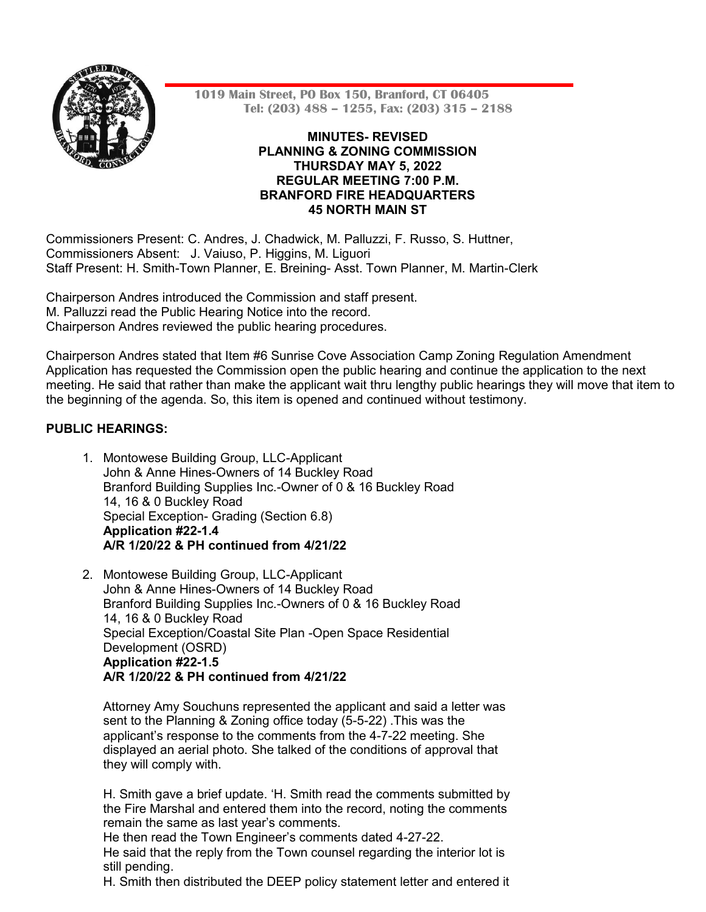1019 Main Street, PO Box 150, Branford, CT 06405
Tel: (203) 488 – 1255, Fax: (203) 315 – 2188

**MINUTES- REVISED**
**PLANNING & ZONING COMMISSION**
**THURSDAY MAY 5, 2022**
**REGULAR MEETING 7:00 P.M.**
**BRANFORD FIRE HEADQUARTERS**
**45 NORTH MAIN ST**

Commissioners Present: C. Andres, J. Chadwick, M. Palluzzi, F. Russo, S. Huttner,
Commissioners Absent: J. Vaiuso, P. Higgins, M. Liguori
Staff Present: H. Smith-Town Planner, E. Breining- Asst. Town Planner, M. Martin-Clerk

Chairperson Andres introduced the Commission and staff present.
M. Palluzzi read the Public Hearing Notice into the record.
Chairperson Andres reviewed the public hearing procedures.

Chairperson Andres stated that Item #6 Sunrise Cove Association Camp Zoning Regulation Amendment Application has requested the Commission open the public hearing and continue the application to the next meeting. He said that rather than make the applicant wait thru lengthy public hearings they will move that item to the beginning of the agenda. So, this item is opened and continued without testimony.

**PUBLIC HEARINGS:**

1. Montowese Building Group, LLC-Applicant
   John & Anne Hines-Owners of 14 Buckley Road
   Branford Building Supplies Inc.-Owner of 0 & 16 Buckley Road
   14, 16 & 0 Buckley Road
   Special Exception- Grading (Section 6.8)
   **Application #22-1.4**
   **A/R 1/20/22 & PH continued from 4/21/22**

2. Montowese Building Group, LLC-Applicant
   John & Anne Hines-Owners of 14 Buckley Road
   Branford Building Supplies Inc.-Owners of 0 & 16 Buckley Road
   14, 16 & 0 Buckley Road
   Special Exception/Coastal Site Plan -Open Space Residential Development (OSRD)
   **Application #22-1.5**
   **A/R 1/20/22 & PH continued from 4/21/22**

   Attorney Amy Souchuns represented the applicant and said a letter was sent to the Planning & Zoning office today (5-5-22) .This was the applicant's response to the comments from the 4-7-22 meeting. She displayed an aerial photo. She talked of the conditions of approval that they will comply with.

   H. Smith gave a brief update. 'H. Smith read the comments submitted by the Fire Marshal and entered them into the record, noting the comments remain the same as last year's comments.
   He then read the Town Engineer's comments dated 4-27-22.
   He said that the reply from the Town counsel regarding the interior lot is still pending.
   H. Smith then distributed the DEEP policy statement letter and entered it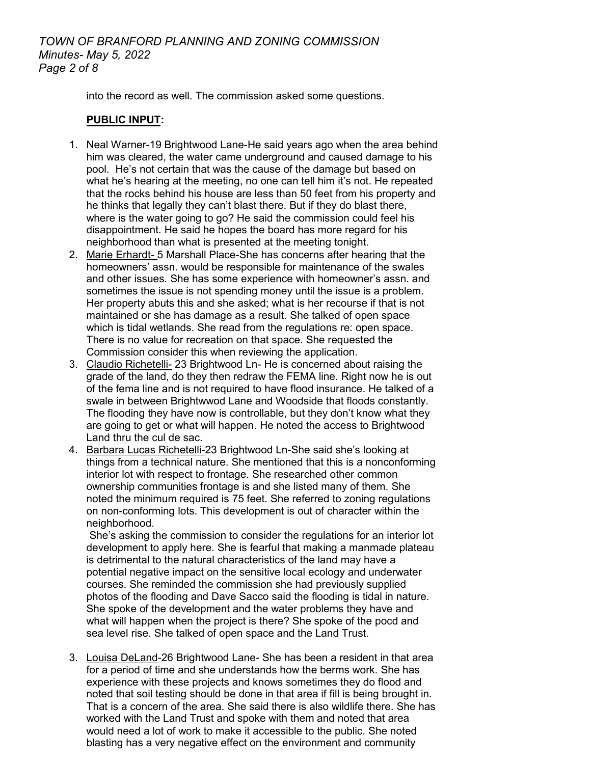into the record as well. The commission asked some questions.

**PUBLIC INPUT:**

1. Neal Warner-19 Brightwood Lane-He said years ago when the area behind him was cleared, the water came underground and caused damage to his pool. He's not certain that was the cause of the damage but based on what he's hearing at the meeting, no one can tell him it's not. He repeated that the rocks behind his house are less than 50 feet from his property and he thinks that legally they can't blast there. But if they do blast there, where is the water going to go? He said the commission could feel his disappointment. He said he hopes the board has more regard for his neighborhood than what is presented at the meeting tonight.
2. Marie Erhardt- 5 Marshall Place-She has concerns after hearing that the homeowners' assn. would be responsible for maintenance of the swales and other issues. She has some experience with homeowner's assn. and sometimes the issue is not spending money until the issue is a problem. Her property abuts this and she asked; what is her recourse if that is not maintained or she has damage as a result. She talked of open space which is tidal wetlands. She read from the regulations re: open space. There is no value for recreation on that space. She requested the Commission consider this when reviewing the application.
3. Claudio Richetelli- 23 Brightwood Ln- He is concerned about raising the grade of the land, do they then redraw the FEMA line. Right now he is out of the fema line and is not required to have flood insurance. He talked of a swale in between Brightwwod Lane and Woodside that floods constantly. The flooding they have now is controllable, but they don't know what they are going to get or what will happen. He noted the access to Brightwood Land thru the cul de sac.
4. Barbara Lucas Richetelli-23 Brightwood Ln-She said she's looking at things from a technical nature. She mentioned that this is a nonconforming interior lot with respect to frontage. She researched other common ownership communities frontage is and she listed many of them. She noted the minimum required is 75 feet. She referred to zoning regulations on non-conforming lots. This development is out of character within the neighborhood.

   She's asking the commission to consider the regulations for an interior lot development to apply here. She is fearful that making a manmade plateau is detrimental to the natural characteristics of the land may have a potential negative impact on the sensitive local ecology and underwater courses. She reminded the commission she had previously supplied photos of the flooding and Dave Sacco said the flooding is tidal in nature. She spoke of the development and the water problems they have and what will happen when the project is there? She spoke of the pocd and sea level rise. She talked of open space and the Land Trust.

3. Louisa DeLand-26 Brightwood Lane- She has been a resident in that area for a period of time and she understands how the berms work. She has experience with these projects and knows sometimes they do flood and noted that soil testing should be done in that area if fill is being brought in. That is a concern of the area. She said there is also wildlife there. She has worked with the Land Trust and spoke with them and noted that area would need a lot of work to make it accessible to the public. She noted blasting has a very negative effect on the environment and community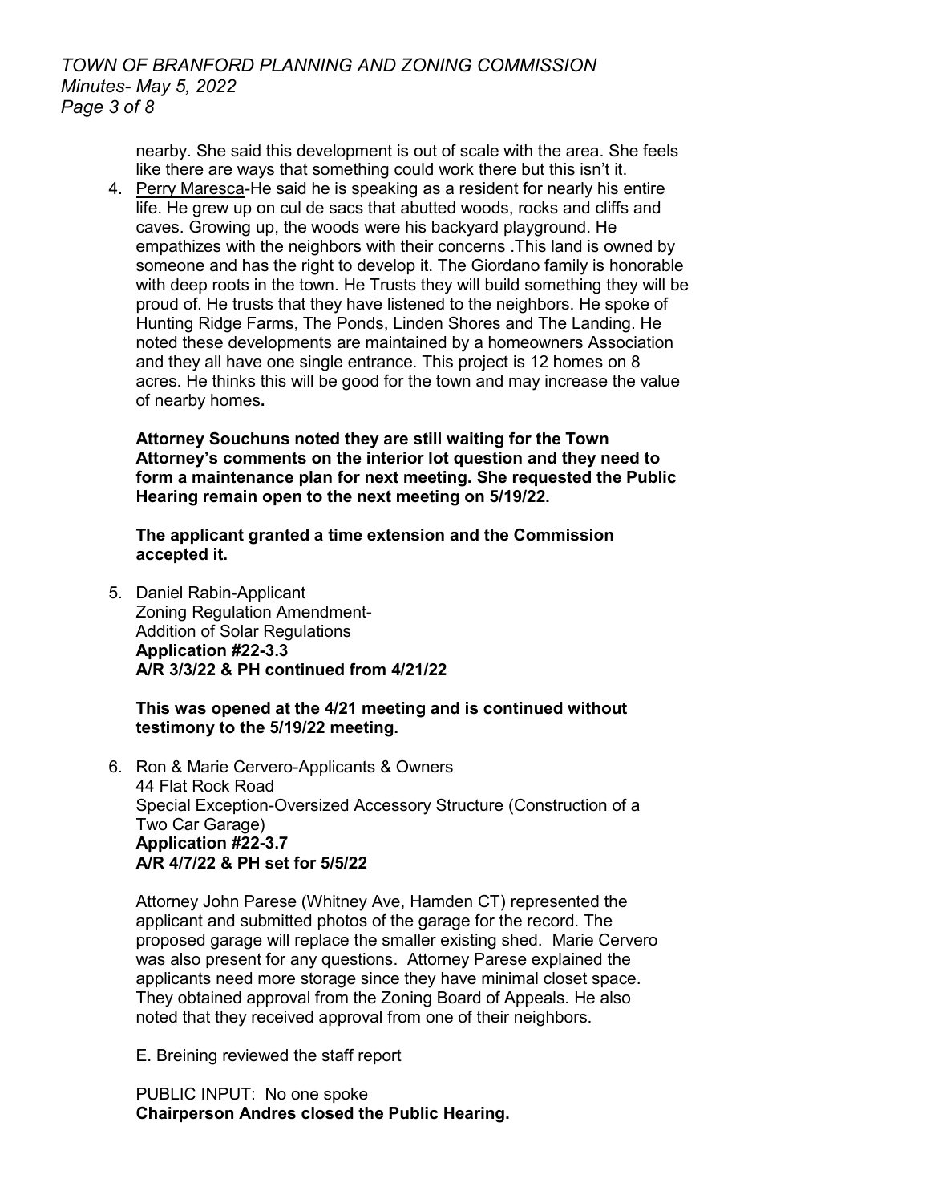nearby. She said this development is out of scale with the area. She feels like there are ways that something could work there but this isn't it.

4. Perry Maresca-He said he is speaking as a resident for nearly his entire life. He grew up on cul de sacs that abutted woods, rocks and cliffs and caves. Growing up, the woods were his backyard playground. He empathizes with the neighbors with their concerns .This land is owned by someone and has the right to develop it. The Giordano family is honorable with deep roots in the town. He Trusts they will build something they will be proud of. He trusts that they have listened to the neighbors. He spoke of Hunting Ridge Farms, The Ponds, Linden Shores and The Landing. He noted these developments are maintained by a homeowners Association and they all have one single entrance. This project is 12 homes on 8 acres. He thinks this will be good for the town and may increase the value of nearby homes**.**

**Attorney Souchuns noted they are still waiting for the Town Attorney's comments on the interior lot question and they need to form a maintenance plan for next meeting. She requested the Public Hearing remain open to the next meeting on 5/19/22.**

**The applicant granted a time extension and the Commission accepted it.**

5. Daniel Rabin-Applicant
   Zoning Regulation Amendment-
   Addition of Solar Regulations
   **Application #22-3.3**
   **A/R 3/3/22 & PH continued from 4/21/22**

   **This was opened at the 4/21 meeting and is continued without testimony to the 5/19/22 meeting.**

6. Ron & Marie Cervero-Applicants & Owners
   44 Flat Rock Road
   Special Exception-Oversized Accessory Structure (Construction of a Two Car Garage)
   **Application #22-3.7**
   **A/R 4/7/22 & PH set for 5/5/22**

   Attorney John Parese (Whitney Ave, Hamden CT) represented the applicant and submitted photos of the garage for the record. The proposed garage will replace the smaller existing shed. Marie Cervero was also present for any questions. Attorney Parese explained the applicants need more storage since they have minimal closet space. They obtained approval from the Zoning Board of Appeals. He also noted that they received approval from one of their neighbors.

   E. Breining reviewed the staff report

   PUBLIC INPUT: No one spoke
   **Chairperson Andres closed the Public Hearing.**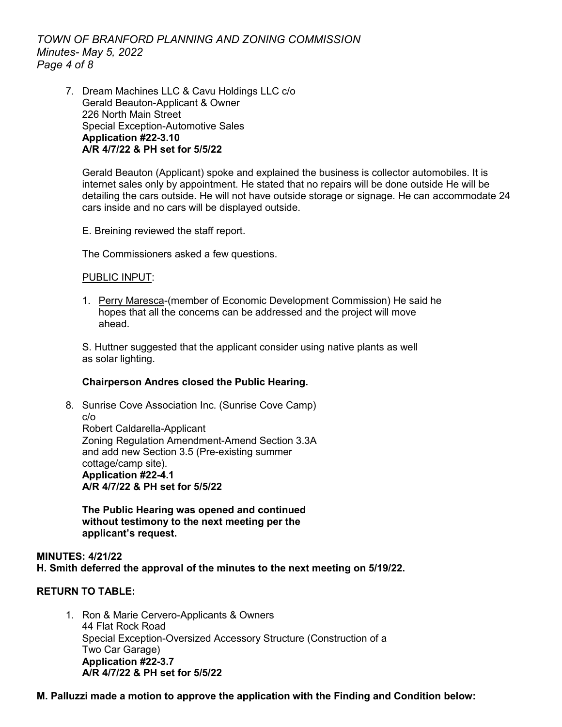7. Dream Machines LLC & Cavu Holdings LLC c/o
   Gerald Beauton-Applicant & Owner
   226 North Main Street
   Special Exception-Automotive Sales
   **Application #22-3.10**
   **A/R 4/7/22 & PH set for 5/5/22**

   Gerald Beauton (Applicant) spoke and explained the business is collector automobiles. It is internet sales only by appointment. He stated that no repairs will be done outside He will be detailing the cars outside. He will not have outside storage or signage. He can accommodate 24 cars inside and no cars will be displayed outside.

   E. Breining reviewed the staff report.

   The Commissioners asked a few questions.

   PUBLIC INPUT:

   1. Perry Maresca-(member of Economic Development Commission) He said he hopes that all the concerns can be addressed and the project will move ahead.

   S. Huttner suggested that the applicant consider using native plants as well as solar lighting.

   **Chairperson Andres closed the Public Hearing.**

8. Sunrise Cove Association Inc. (Sunrise Cove Camp) c/o
   Robert Caldarella-Applicant
   Zoning Regulation Amendment-Amend Section 3.3A and add new Section 3.5 (Pre-existing summer cottage/camp site).
   **Application #22-4.1**
   **A/R 4/7/22 & PH set for 5/5/22**

   **The Public Hearing was opened and continued without testimony to the next meeting per the applicant's request.**

**MINUTES: 4/21/22**
**H. Smith deferred the approval of the minutes to the next meeting on 5/19/22.**

**RETURN TO TABLE:**

1. Ron & Marie Cervero-Applicants & Owners
   44 Flat Rock Road
   Special Exception-Oversized Accessory Structure (Construction of a Two Car Garage)
   **Application #22-3.7**
   **A/R 4/7/22 & PH set for 5/5/22**

**M. Palluzzi made a motion to approve the application with the Finding and Condition below:**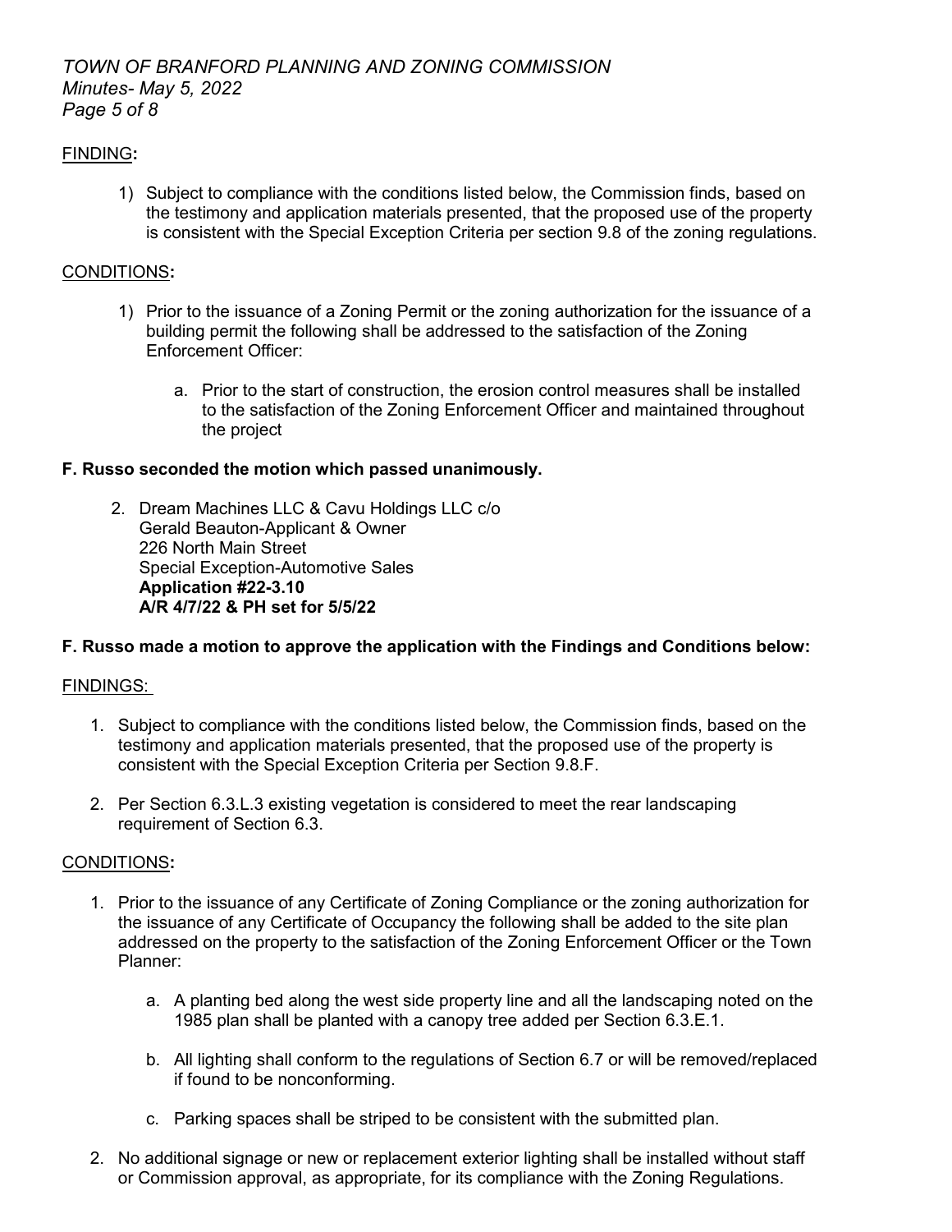FINDING:

1) Subject to compliance with the conditions listed below, the Commission finds, based on the testimony and application materials presented, that the proposed use of the property is consistent with the Special Exception Criteria per section 9.8 of the zoning regulations.

CONDITIONS:

1) Prior to the issuance of a Zoning Permit or the zoning authorization for the issuance of a building permit the following shall be addressed to the satisfaction of the Zoning Enforcement Officer:

   a. Prior to the start of construction, the erosion control measures shall be installed to the satisfaction of the Zoning Enforcement Officer and maintained throughout the project

**F. Russo seconded the motion which passed unanimously.**

2. Dream Machines LLC & Cavu Holdings LLC c/o
   Gerald Beauton-Applicant & Owner
   226 North Main Street
   Special Exception-Automotive Sales
   **Application #22-3.10**
   **A/R 4/7/22 & PH set for 5/5/22**

**F. Russo made a motion to approve the application with the Findings and Conditions below:**

FINDINGS:

1. Subject to compliance with the conditions listed below, the Commission finds, based on the testimony and application materials presented, that the proposed use of the property is consistent with the Special Exception Criteria per Section 9.8.F.

2. Per Section 6.3.L.3 existing vegetation is considered to meet the rear landscaping requirement of Section 6.3.

CONDITIONS:

1. Prior to the issuance of any Certificate of Zoning Compliance or the zoning authorization for the issuance of any Certificate of Occupancy the following shall be added to the site plan addressed on the property to the satisfaction of the Zoning Enforcement Officer or the Town Planner:

   a. A planting bed along the west side property line and all the landscaping noted on the 1985 plan shall be planted with a canopy tree added per Section 6.3.E.1.

   b. All lighting shall conform to the regulations of Section 6.7 or will be removed/replaced if found to be nonconforming.

   c. Parking spaces shall be striped to be consistent with the submitted plan.

2. No additional signage or new or replacement exterior lighting shall be installed without staff or Commission approval, as appropriate, for its compliance with the Zoning Regulations.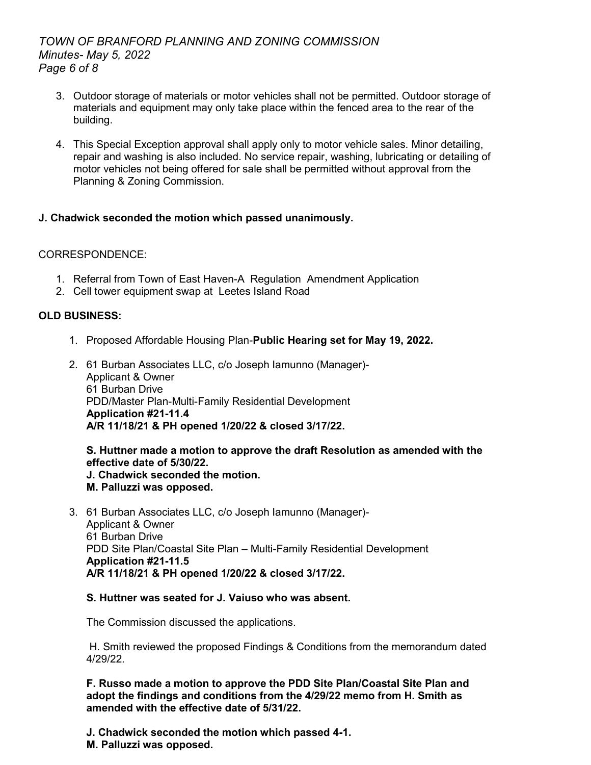3. Outdoor storage of materials or motor vehicles shall not be permitted. Outdoor storage of materials and equipment may only take place within the fenced area to the rear of the building.

4. This Special Exception approval shall apply only to motor vehicle sales. Minor detailing, repair and washing is also included. No service repair, washing, lubricating or detailing of motor vehicles not being offered for sale shall be permitted without approval from the Planning & Zoning Commission.

**J. Chadwick seconded the motion which passed unanimously.**

CORRESPONDENCE:

1. Referral from Town of East Haven-A Regulation Amendment Application
2. Cell tower equipment swap at Leetes Island Road

**OLD BUSINESS:**

1. Proposed Affordable Housing Plan-**Public Hearing set for May 19, 2022.**

2. 61 Burban Associates LLC, c/o Joseph Iamunno (Manager)-
   Applicant & Owner
   61 Burban Drive
   PDD/Master Plan-Multi-Family Residential Development
   **Application #21-11.4**
   **A/R 11/18/21 & PH opened 1/20/22 & closed 3/17/22.**

   **S. Huttner made a motion to approve the draft Resolution as amended with the effective date of 5/30/22.**
   **J. Chadwick seconded the motion.**
   **M. Palluzzi was opposed.**

3. 61 Burban Associates LLC, c/o Joseph Iamunno (Manager)-
   Applicant & Owner
   61 Burban Drive
   PDD Site Plan/Coastal Site Plan – Multi-Family Residential Development
   **Application #21-11.5**
   **A/R 11/18/21 & PH opened 1/20/22 & closed 3/17/22.**

   **S. Huttner was seated for J. Vaiuso who was absent.**

   The Commission discussed the applications.

   H. Smith reviewed the proposed Findings & Conditions from the memorandum dated 4/29/22.

   **F. Russo made a motion to approve the PDD Site Plan/Coastal Site Plan and adopt the findings and conditions from the 4/29/22 memo from H. Smith as amended with the effective date of 5/31/22.**

   **J. Chadwick seconded the motion which passed 4-1.**
   **M. Palluzzi was opposed.**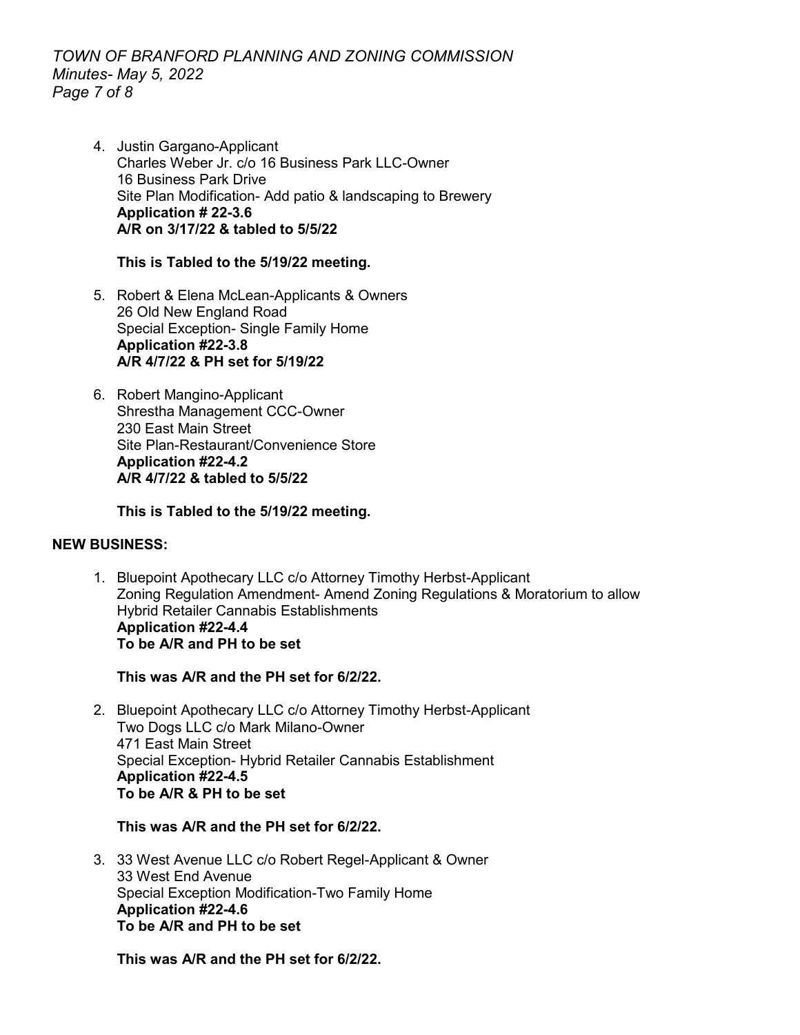4. Justin Gargano-Applicant
   Charles Weber Jr. c/o 16 Business Park LLC-Owner
   16 Business Park Drive
   Site Plan Modification- Add patio & landscaping to Brewery
   **Application # 22-3.6**
   **A/R on 3/17/22 & tabled to 5/5/22**

   **This is Tabled to the 5/19/22 meeting.**

5. Robert & Elena McLean-Applicants & Owners
   26 Old New England Road
   Special Exception- Single Family Home
   **Application #22-3.8**
   **A/R 4/7/22 & PH set for 5/19/22**

6. Robert Mangino-Applicant
   Shrestha Management CCC-Owner
   230 East Main Street
   Site Plan-Restaurant/Convenience Store
   **Application #22-4.2**
   **A/R 4/7/22 & tabled to 5/5/22**

   **This is Tabled to the 5/19/22 meeting.**

**NEW BUSINESS:**

1. Bluepoint Apothecary LLC c/o Attorney Timothy Herbst-Applicant
   Zoning Regulation Amendment- Amend Zoning Regulations & Moratorium to allow Hybrid Retailer Cannabis Establishments
   **Application #22-4.4**
   **To be A/R and PH to be set**

   **This was A/R and the PH set for 6/2/22.**

2. Bluepoint Apothecary LLC c/o Attorney Timothy Herbst-Applicant
   Two Dogs LLC c/o Mark Milano-Owner
   471 East Main Street
   Special Exception- Hybrid Retailer Cannabis Establishment
   **Application #22-4.5**
   **To be A/R & PH to be set**

   **This was A/R and the PH set for 6/2/22.**

3. 33 West Avenue LLC c/o Robert Regel-Applicant & Owner
   33 West End Avenue
   Special Exception Modification-Two Family Home
   **Application #22-4.6**
   **To be A/R and PH to be set**

   **This was A/R and the PH set for 6/2/22.**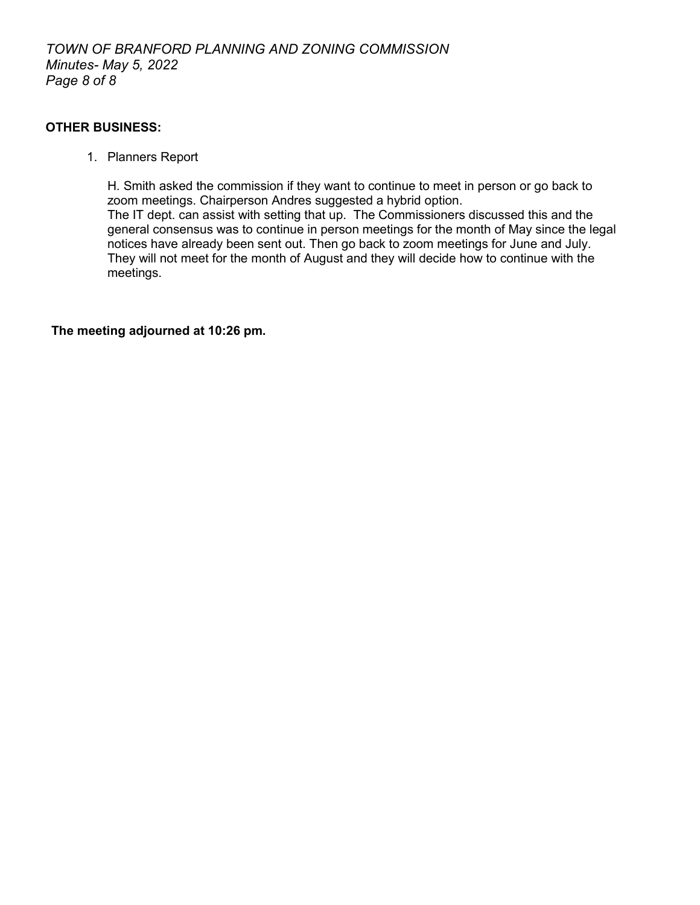**OTHER BUSINESS:**

1. Planners Report

   H. Smith asked the commission if they want to continue to meet in person or go back to zoom meetings. Chairperson Andres suggested a hybrid option.
   The IT dept. can assist with setting that up. The Commissioners discussed this and the general consensus was to continue in person meetings for the month of May since the legal notices have already been sent out. Then go back to zoom meetings for June and July. They will not meet for the month of August and they will decide how to continue with the meetings.

**The meeting adjourned at 10:26 pm.**